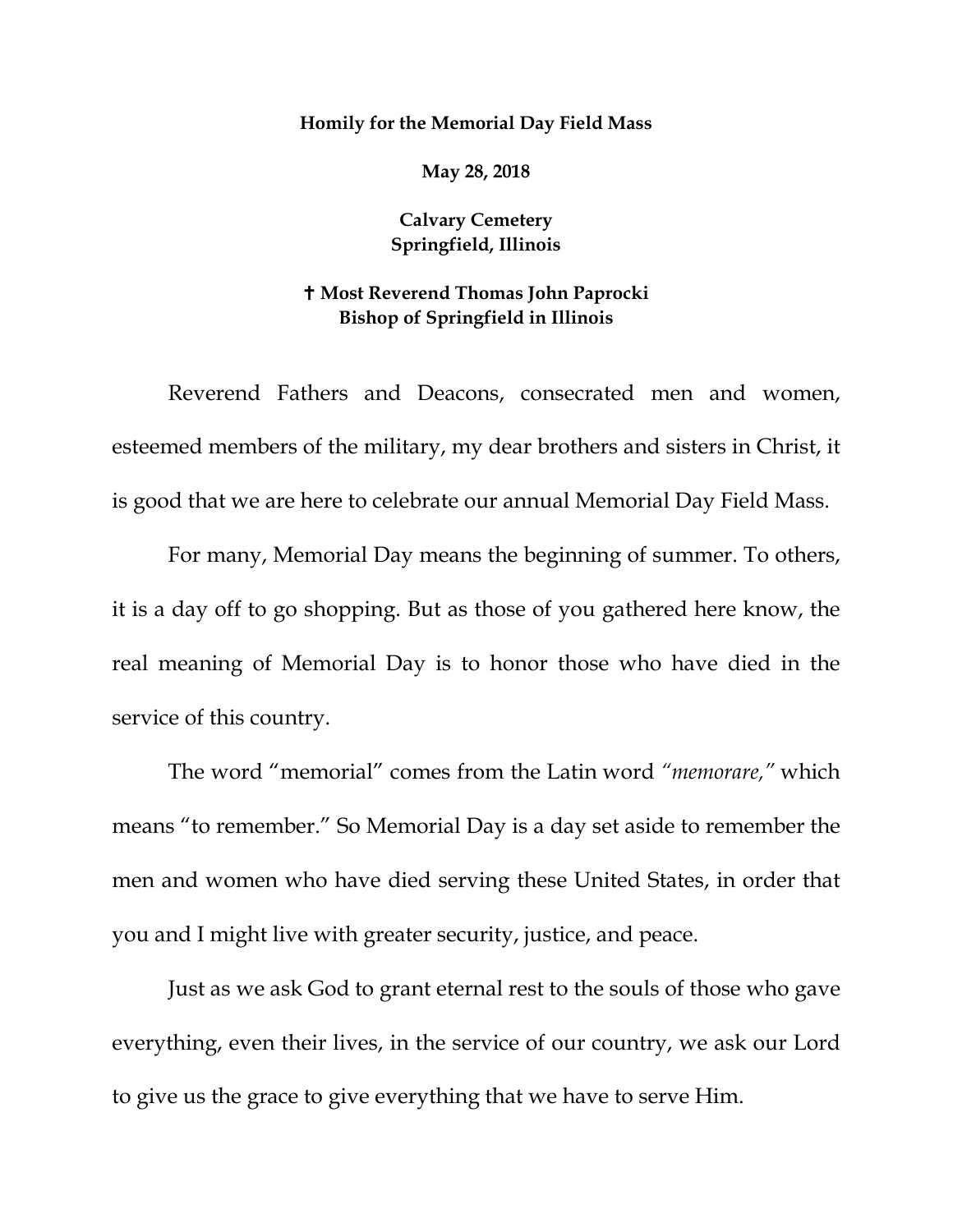**Homily for the Memorial Day Field Mass**

**May 28, 2018**

**Calvary Cemetery**
**Springfield, Illinois**

**✝ Most Reverend Thomas John Paprocki**
**Bishop of Springfield in Illinois**

Reverend Fathers and Deacons, consecrated men and women, esteemed members of the military, my dear brothers and sisters in Christ, it is good that we are here to celebrate our annual Memorial Day Field Mass.

For many, Memorial Day means the beginning of summer. To others, it is a day off to go shopping. But as those of you gathered here know, the real meaning of Memorial Day is to honor those who have died in the service of this country.

The word "memorial" comes from the Latin word *"memorare,"* which means "to remember." So Memorial Day is a day set aside to remember the men and women who have died serving these United States, in order that you and I might live with greater security, justice, and peace.

Just as we ask God to grant eternal rest to the souls of those who gave everything, even their lives, in the service of our country, we ask our Lord to give us the grace to give everything that we have to serve Him.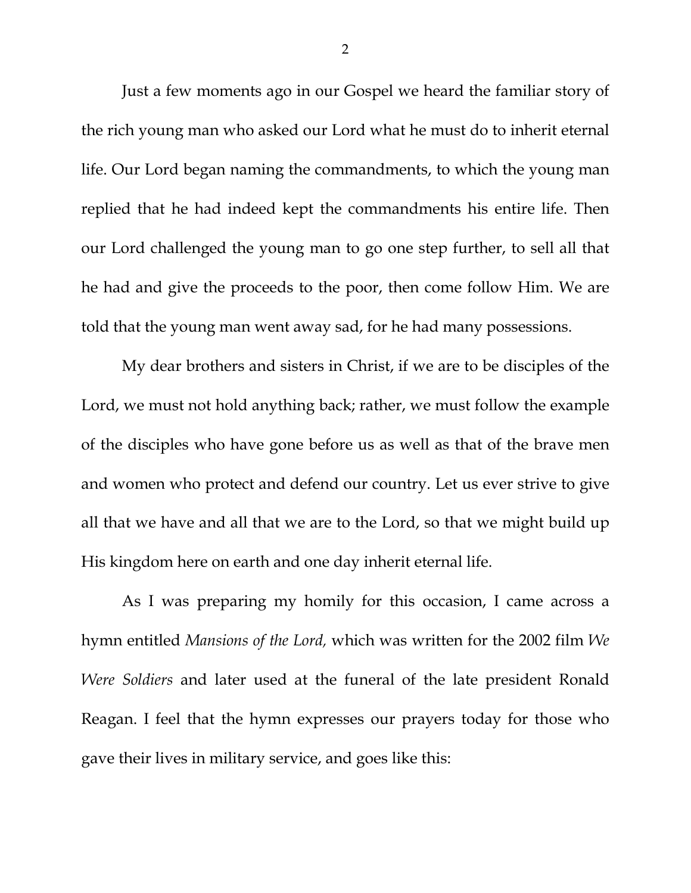Just a few moments ago in our Gospel we heard the familiar story of the rich young man who asked our Lord what he must do to inherit eternal life. Our Lord began naming the commandments, to which the young man replied that he had indeed kept the commandments his entire life. Then our Lord challenged the young man to go one step further, to sell all that he had and give the proceeds to the poor, then come follow Him. We are told that the young man went away sad, for he had many possessions.

My dear brothers and sisters in Christ, if we are to be disciples of the Lord, we must not hold anything back; rather, we must follow the example of the disciples who have gone before us as well as that of the brave men and women who protect and defend our country. Let us ever strive to give all that we have and all that we are to the Lord, so that we might build up His kingdom here on earth and one day inherit eternal life.

As I was preparing my homily for this occasion, I came across a hymn entitled *Mansions of the Lord,* which was written for the 2002 film *We Were Soldiers* and later used at the funeral of the late president Ronald Reagan. I feel that the hymn expresses our prayers today for those who gave their lives in military service, and goes like this: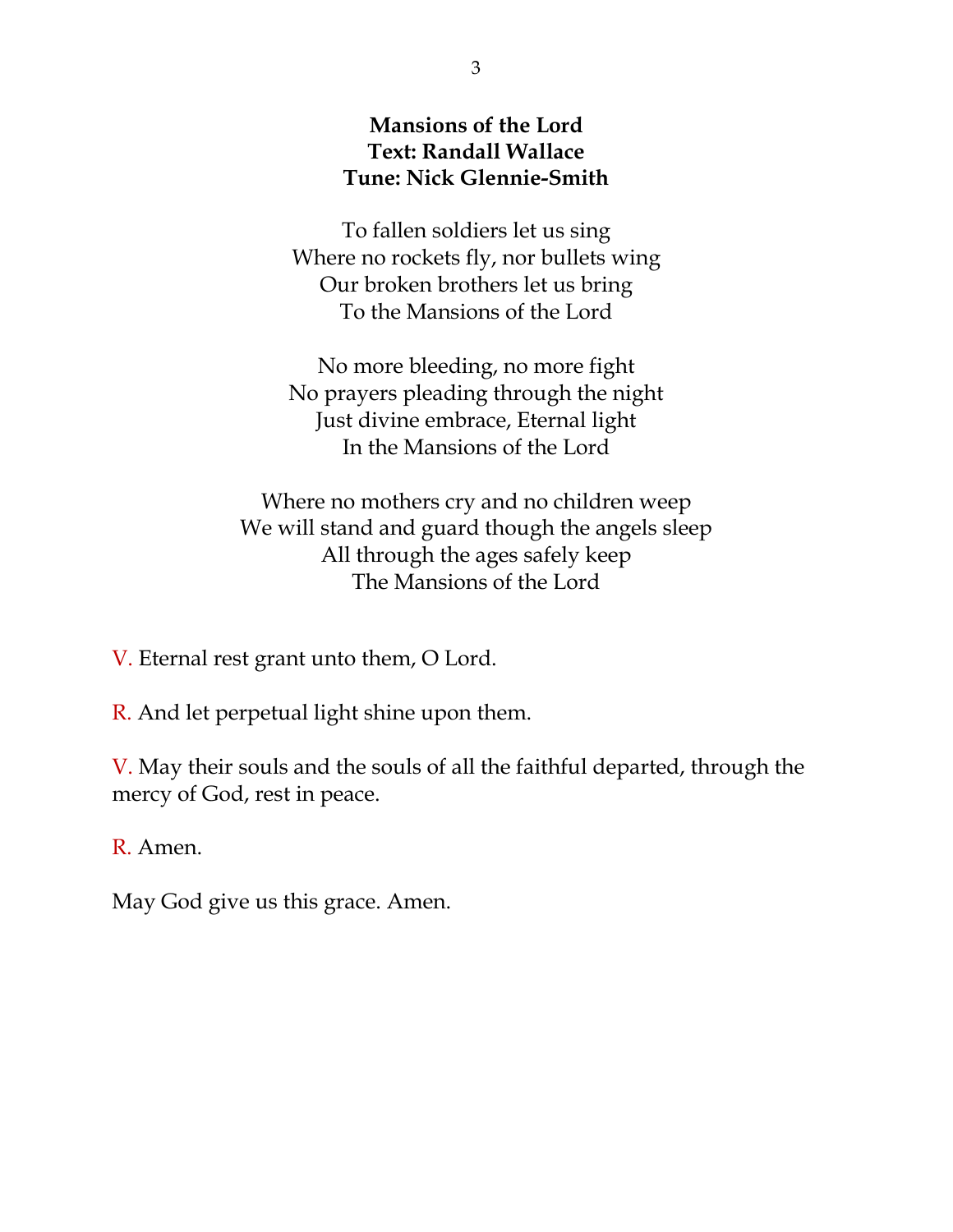**Mansions of the Lord**
**Text: Randall Wallace**
**Tune: Nick Glennie-Smith**

To fallen soldiers let us sing
Where no rockets fly, nor bullets wing
Our broken brothers let us bring
To the Mansions of the Lord

No more bleeding, no more fight
No prayers pleading through the night
Just divine embrace, Eternal light
In the Mansions of the Lord

Where no mothers cry and no children weep
We will stand and guard though the angels sleep
All through the ages safely keep
The Mansions of the Lord

V. Eternal rest grant unto them, O Lord.

R. And let perpetual light shine upon them.

V. May their souls and the souls of all the faithful departed, through the mercy of God, rest in peace.

R. Amen.

May God give us this grace. Amen.